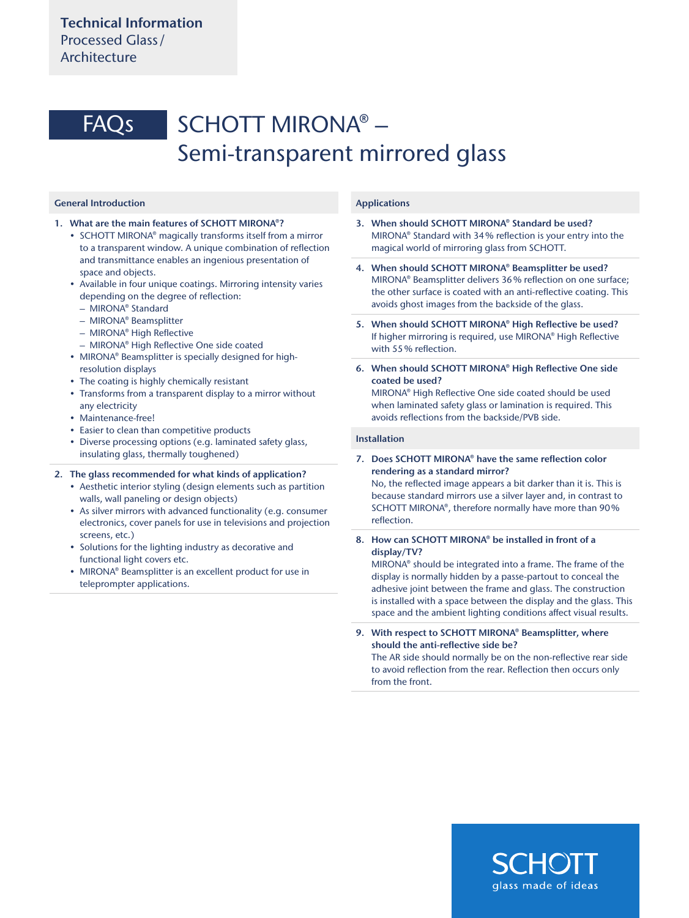**Technical Information**
Processed Glass / Architecture

# FAQs SCHOTT MIRONA® – Semi-transparent mirrored glass

## General Introduction

1. **What are the main features of SCHOTT MIRONA®?**
   - SCHOTT MIRONA® magically transforms itself from a mirror to a transparent window. A unique combination of reflection and transmittance enables an ingenious presentation of space and objects.
   - Available in four unique coatings. Mirroring intensity varies depending on the degree of reflection:
     – MIRONA® Standard
     – MIRONA® Beamsplitter
     – MIRONA® High Reflective
     – MIRONA® High Reflective One side coated
   - MIRONA® Beamsplitter is specially designed for high-resolution displays
   - The coating is highly chemically resistant
   - Transforms from a transparent display to a mirror without any electricity
   - Maintenance-free!
   - Easier to clean than competitive products
   - Diverse processing options (e.g. laminated safety glass, insulating glass, thermally toughened)

2. **The glass recommended for what kinds of application?**
   - Aesthetic interior styling (design elements such as partition walls, wall paneling or design objects)
   - As silver mirrors with advanced functionality (e.g. consumer electronics, cover panels for use in televisions and projection screens, etc.)
   - Solutions for the lighting industry as decorative and functional light covers etc.
   - MIRONA® Beamsplitter is an excellent product for use in teleprompter applications.

## Applications

3. **When should SCHOTT MIRONA® Standard be used?**
   MIRONA® Standard with 34 % reflection is your entry into the magical world of mirroring glass from SCHOTT.

4. **When should SCHOTT MIRONA® Beamsplitter be used?**
   MIRONA® Beamsplitter delivers 36 % reflection on one surface; the other surface is coated with an anti-reflective coating. This avoids ghost images from the backside of the glass.

5. **When should SCHOTT MIRONA® High Reflective be used?**
   If higher mirroring is required, use MIRONA® High Reflective with 55 % reflection.

6. **When should SCHOTT MIRONA® High Reflective One side coated be used?**
   MIRONA® High Reflective One side coated should be used when laminated safety glass or lamination is required. This avoids reflections from the backside/PVB side.

## Installation

7. **Does SCHOTT MIRONA® have the same reflection color rendering as a standard mirror?**
   No, the reflected image appears a bit darker than it is. This is because standard mirrors use a silver layer and, in contrast to SCHOTT MIRONA®, therefore normally have more than 90 % reflection.

8. **How can SCHOTT MIRONA® be installed in front of a display/TV?**
   MIRONA® should be integrated into a frame. The frame of the display is normally hidden by a passe-partout to conceal the adhesive joint between the frame and glass. The construction is installed with a space between the display and the glass. This space and the ambient lighting conditions affect visual results.

9. **With respect to SCHOTT MIRONA® Beamsplitter, where should the anti-reflective side be?**
   The AR side should normally be on the non-reflective rear side to avoid reflection from the rear. Reflection then occurs only from the front.

SCHOTT
glass made of ideas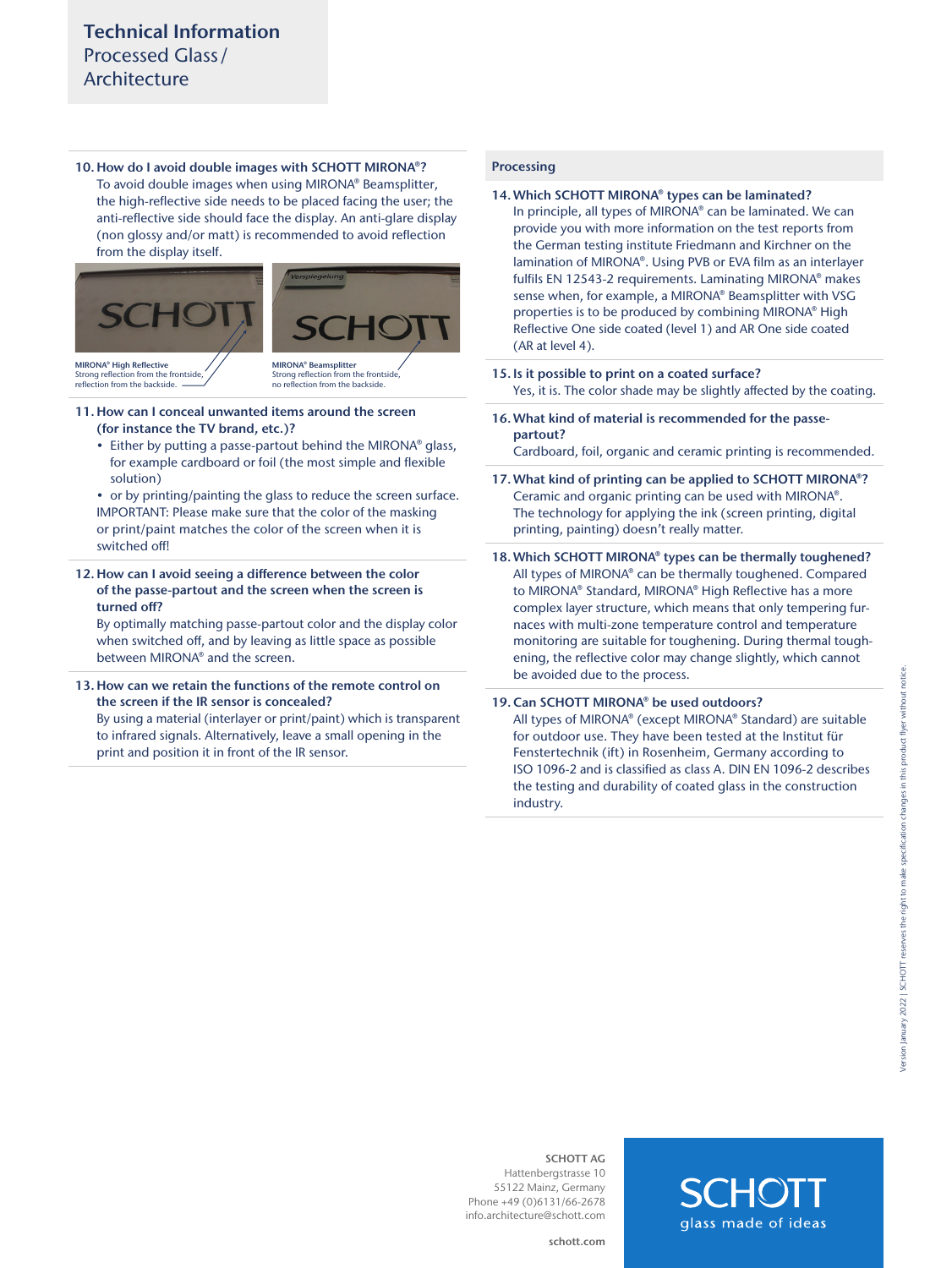# Technical Information
Processed Glass / Architecture

**10. How do I avoid double images with SCHOTT MIRONA®?**
To avoid double images when using MIRONA® Beamsplitter, the high-reflective side needs to be placed facing the user; the anti-reflective side should face the display. An anti-glare display (non glossy and/or matt) is recommended to avoid reflection from the display itself.

**MIRONA® High Reflective**
Strong reflection from the frontside, reflection from the backside.

**MIRONA® Beamsplitter**
Strong reflection from the frontside, no reflection from the backside.

**11. How can I conceal unwanted items around the screen (for instance the TV brand, etc.)?**

- Either by putting a passe-partout behind the MIRONA® glass, for example cardboard or foil (the most simple and flexible solution)
- or by printing/painting the glass to reduce the screen surface.

IMPORTANT: Please make sure that the color of the masking or print/paint matches the color of the screen when it is switched off!

**12. How can I avoid seeing a difference between the color of the passe-partout and the screen when the screen is turned off?**
By optimally matching passe-partout color and the display color when switched off, and by leaving as little space as possible between MIRONA® and the screen.

**13. How can we retain the functions of the remote control on the screen if the IR sensor is concealed?**
By using a material (interlayer or print/paint) which is transparent to infrared signals. Alternatively, leave a small opening in the print and position it in front of the IR sensor.

## Processing

**14. Which SCHOTT MIRONA® types can be laminated?**
In principle, all types of MIRONA® can be laminated. We can provide you with more information on the test reports from the German testing institute Friedmann and Kirchner on the lamination of MIRONA®. Using PVB or EVA film as an interlayer fulfils EN 12543-2 requirements. Laminating MIRONA® makes sense when, for example, a MIRONA® Beamsplitter with VSG properties is to be produced by combining MIRONA® High Reflective One side coated (level 1) and AR One side coated (AR at level 4).

**15. Is it possible to print on a coated surface?**
Yes, it is. The color shade may be slightly affected by the coating.

**16. What kind of material is recommended for the passe-partout?**
Cardboard, foil, organic and ceramic printing is recommended.

**17. What kind of printing can be applied to SCHOTT MIRONA®?**
Ceramic and organic printing can be used with MIRONA®. The technology for applying the ink (screen printing, digital printing, painting) doesn't really matter.

**18. Which SCHOTT MIRONA® types can be thermally toughened?**
All types of MIRONA® can be thermally toughened. Compared to MIRONA® Standard, MIRONA® High Reflective has a more complex layer structure, which means that only tempering furnaces with multi-zone temperature control and temperature monitoring are suitable for toughening. During thermal toughening, the reflective color may change slightly, which cannot be avoided due to the process.

**19. Can SCHOTT MIRONA® be used outdoors?**
All types of MIRONA® (except MIRONA® Standard) are suitable for outdoor use. They have been tested at the Institut für Fenstertechnik (ift) in Rosenheim, Germany according to ISO 1096-2 and is classified as class A. DIN EN 1096-2 describes the testing and durability of coated glass in the construction industry.

Version January 2022 | SCHOTT reserves the right to make specification changes in this product flyer without notice.

**SCHOTT AG**
Hattenbergstrasse 10
55122 Mainz, Germany
Phone +49 (0)6131/66-2678
info.architecture@schott.com

**schott.com**

SCHOTT
glass made of ideas